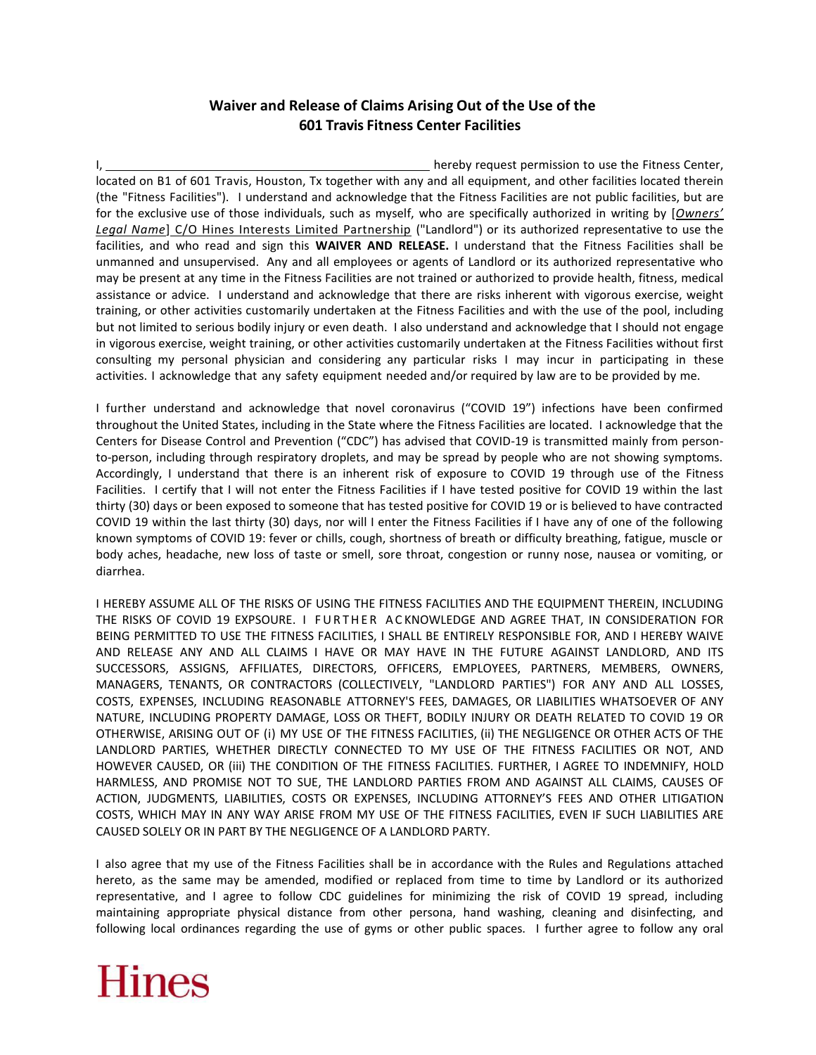# Waiver and Release of Claims Arising Out of the Use of the 601 Travis Fitness Center Facilities

I, ______________________________________________ hereby request permission to use the Fitness Center, located on B1 of 601 Travis, Houston, Tx together with any and all equipment, and other facilities located therein (the "Fitness Facilities"). I understand and acknowledge that the Fitness Facilities are not public facilities, but are for the exclusive use of those individuals, such as myself, who are specifically authorized in writing by [*Owners' Legal Name*] C/O Hines Interests Limited Partnership ("Landlord") or its authorized representative to use the facilities, and who read and sign this **WAIVER AND RELEASE.** I understand that the Fitness Facilities shall be unmanned and unsupervised. Any and all employees or agents of Landlord or its authorized representative who may be present at any time in the Fitness Facilities are not trained or authorized to provide health, fitness, medical assistance or advice. I understand and acknowledge that there are risks inherent with vigorous exercise, weight training, or other activities customarily undertaken at the Fitness Facilities and with the use of the pool, including but not limited to serious bodily injury or even death. I also understand and acknowledge that I should not engage in vigorous exercise, weight training, or other activities customarily undertaken at the Fitness Facilities without first consulting my personal physician and considering any particular risks I may incur in participating in these activities. I acknowledge that any safety equipment needed and/or required by law are to be provided by me.

I further understand and acknowledge that novel coronavirus ("COVID 19") infections have been confirmed throughout the United States, including in the State where the Fitness Facilities are located. I acknowledge that the Centers for Disease Control and Prevention ("CDC") has advised that COVID-19 is transmitted mainly from person-to-person, including through respiratory droplets, and may be spread by people who are not showing symptoms. Accordingly, I understand that there is an inherent risk of exposure to COVID 19 through use of the Fitness Facilities. I certify that I will not enter the Fitness Facilities if I have tested positive for COVID 19 within the last thirty (30) days or been exposed to someone that has tested positive for COVID 19 or is believed to have contracted COVID 19 within the last thirty (30) days, nor will I enter the Fitness Facilities if I have any of one of the following known symptoms of COVID 19: fever or chills, cough, shortness of breath or difficulty breathing, fatigue, muscle or body aches, headache, new loss of taste or smell, sore throat, congestion or runny nose, nausea or vomiting, or diarrhea.

I HEREBY ASSUME ALL OF THE RISKS OF USING THE FITNESS FACILITIES AND THE EQUIPMENT THEREIN, INCLUDING THE RISKS OF COVID 19 EXPSOURE. I FURTHER ACKNOWLEDGE AND AGREE THAT, IN CONSIDERATION FOR BEING PERMITTED TO USE THE FITNESS FACILITIES, I SHALL BE ENTIRELY RESPONSIBLE FOR, AND I HEREBY WAIVE AND RELEASE ANY AND ALL CLAIMS I HAVE OR MAY HAVE IN THE FUTURE AGAINST LANDLORD, AND ITS SUCCESSORS, ASSIGNS, AFFILIATES, DIRECTORS, OFFICERS, EMPLOYEES, PARTNERS, MEMBERS, OWNERS, MANAGERS, TENANTS, OR CONTRACTORS (COLLECTIVELY, "LANDLORD PARTIES") FOR ANY AND ALL LOSSES, COSTS, EXPENSES, INCLUDING REASONABLE ATTORNEY'S FEES, DAMAGES, OR LIABILITIES WHATSOEVER OF ANY NATURE, INCLUDING PROPERTY DAMAGE, LOSS OR THEFT, BODILY INJURY OR DEATH RELATED TO COVID 19 OR OTHERWISE, ARISING OUT OF (i) MY USE OF THE FITNESS FACILITIES, (ii) THE NEGLIGENCE OR OTHER ACTS OF THE LANDLORD PARTIES, WHETHER DIRECTLY CONNECTED TO MY USE OF THE FITNESS FACILITIES OR NOT, AND HOWEVER CAUSED, OR (iii) THE CONDITION OF THE FITNESS FACILITIES. FURTHER, I AGREE TO INDEMNIFY, HOLD HARMLESS, AND PROMISE NOT TO SUE, THE LANDLORD PARTIES FROM AND AGAINST ALL CLAIMS, CAUSES OF ACTION, JUDGMENTS, LIABILITIES, COSTS OR EXPENSES, INCLUDING ATTORNEY'S FEES AND OTHER LITIGATION COSTS, WHICH MAY IN ANY WAY ARISE FROM MY USE OF THE FITNESS FACILITIES, EVEN IF SUCH LIABILITIES ARE CAUSED SOLELY OR IN PART BY THE NEGLIGENCE OF A LANDLORD PARTY.

I also agree that my use of the Fitness Facilities shall be in accordance with the Rules and Regulations attached hereto, as the same may be amended, modified or replaced from time to time by Landlord or its authorized representative, and I agree to follow CDC guidelines for minimizing the risk of COVID 19 spread, including maintaining appropriate physical distance from other persona, hand washing, cleaning and disinfecting, and following local ordinances regarding the use of gyms or other public spaces. I further agree to follow any oral

Hines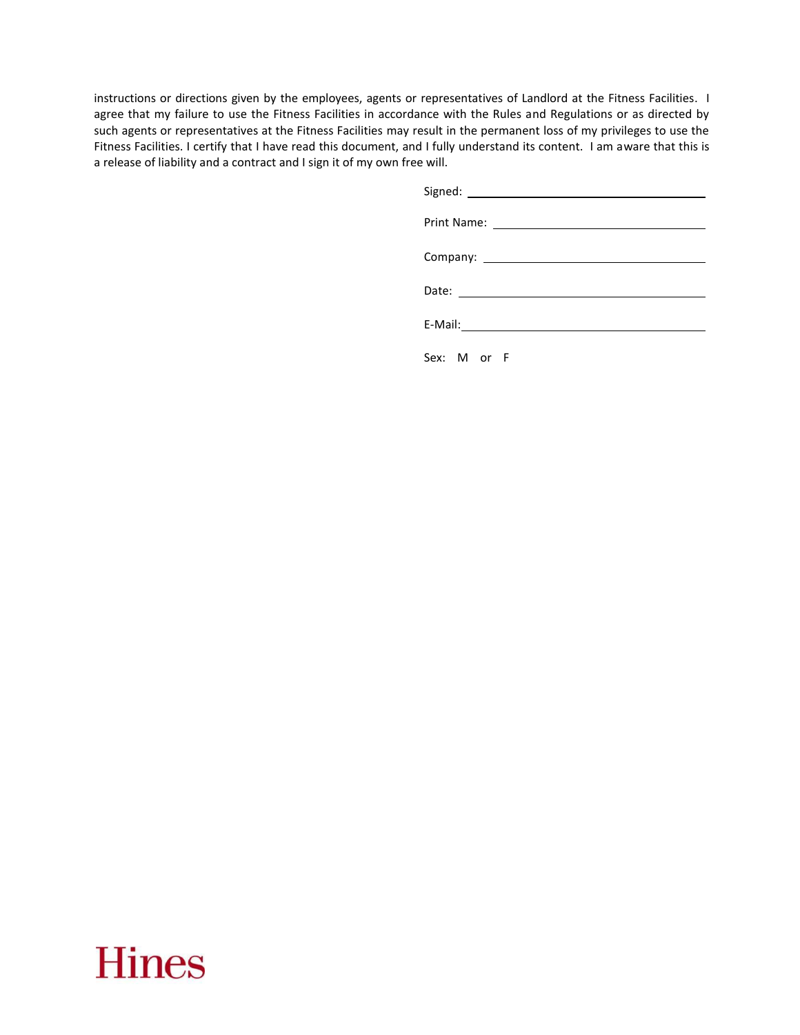instructions or directions given by the employees, agents or representatives of Landlord at the Fitness Facilities. I agree that my failure to use the Fitness Facilities in accordance with the Rules and Regulations or as directed by such agents or representatives at the Fitness Facilities may result in the permanent loss of my privileges to use the Fitness Facilities. I certify that I have read this document, and I fully understand its content. I am aware that this is a release of liability and a contract and I sign it of my own free will.

Signed: ______________________________

Print Name: ___________________________

Company: _____________________________

Date: ________________________________

E-Mail: ______________________________

Sex: M or F

Hines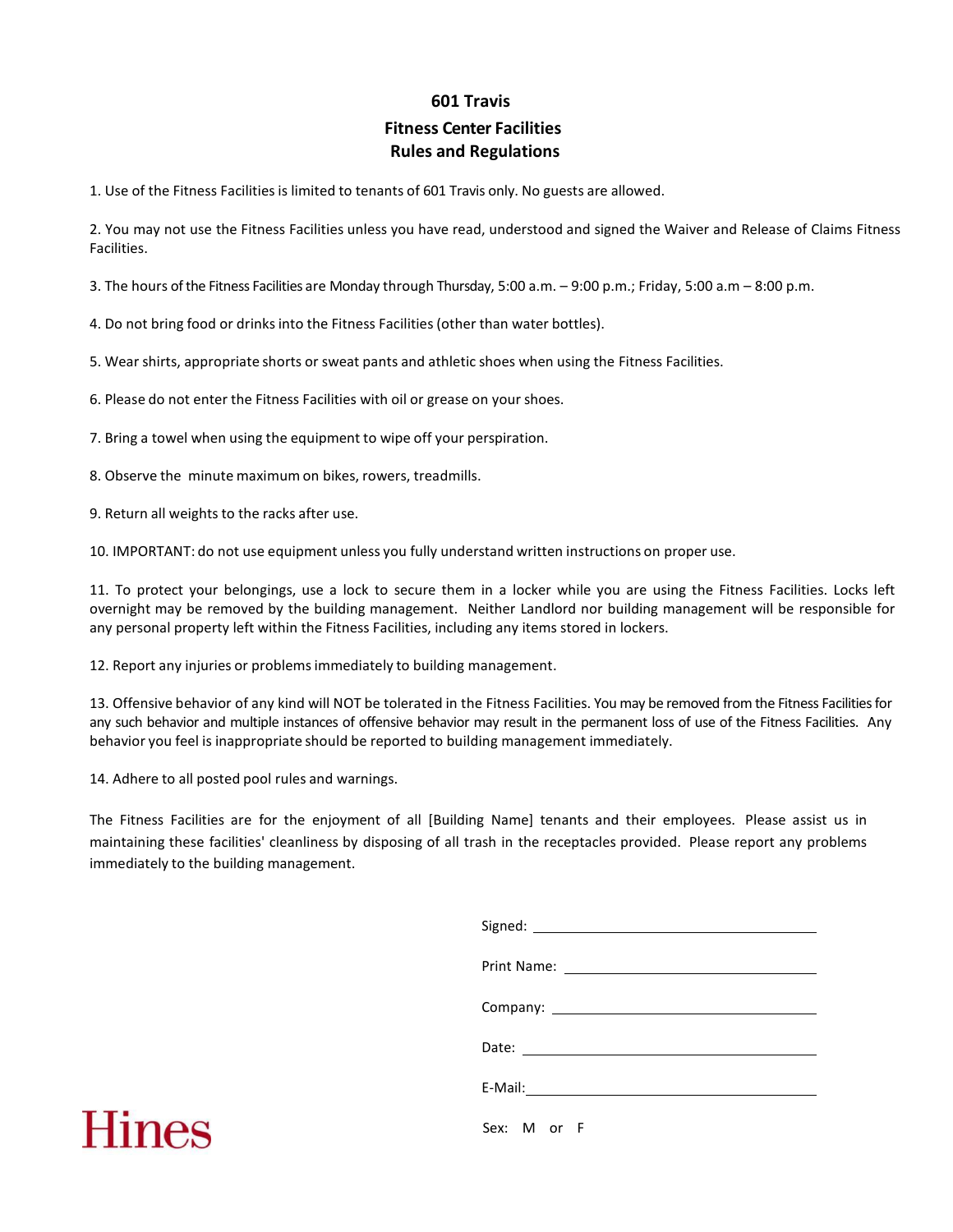# 601 Travis

## Fitness Center Facilities

## Rules and Regulations

1. Use of the Fitness Facilities is limited to tenants of 601 Travis only. No guests are allowed.

2. You may not use the Fitness Facilities unless you have read, understood and signed the Waiver and Release of Claims Fitness Facilities.

3. The hours of the Fitness Facilities are Monday through Thursday, 5:00 a.m. – 9:00 p.m.; Friday, 5:00 a.m – 8:00 p.m.

4. Do not bring food or drinks into the Fitness Facilities (other than water bottles).

5. Wear shirts, appropriate shorts or sweat pants and athletic shoes when using the Fitness Facilities.

6. Please do not enter the Fitness Facilities with oil or grease on your shoes.

7. Bring a towel when using the equipment to wipe off your perspiration.

8. Observe the  minute maximum on bikes, rowers, treadmills.

9. Return all weights to the racks after use.

10. IMPORTANT: do not use equipment unless you fully understand written instructions on proper use.

11. To protect your belongings, use a lock to secure them in a locker while you are using the Fitness Facilities. Locks left overnight may be removed by the building management. Neither Landlord nor building management will be responsible for any personal property left within the Fitness Facilities, including any items stored in lockers.

12. Report any injuries or problems immediately to building management.

13. Offensive behavior of any kind will NOT be tolerated in the Fitness Facilities. You may be removed from the Fitness Facilities for any such behavior and multiple instances of offensive behavior may result in the permanent loss of use of the Fitness Facilities. Any behavior you feel is inappropriate should be reported to building management immediately.

14. Adhere to all posted pool rules and warnings.

The Fitness Facilities are for the enjoyment of all [Building Name] tenants and their employees. Please assist us in maintaining these facilities' cleanliness by disposing of all trash in the receptacles provided. Please report any problems immediately to the building management.

Signed: ______________________________

Print Name: ______________________________

Company: ______________________________

Date: ______________________________

E-Mail: ______________________________

Sex: M or F

Hines